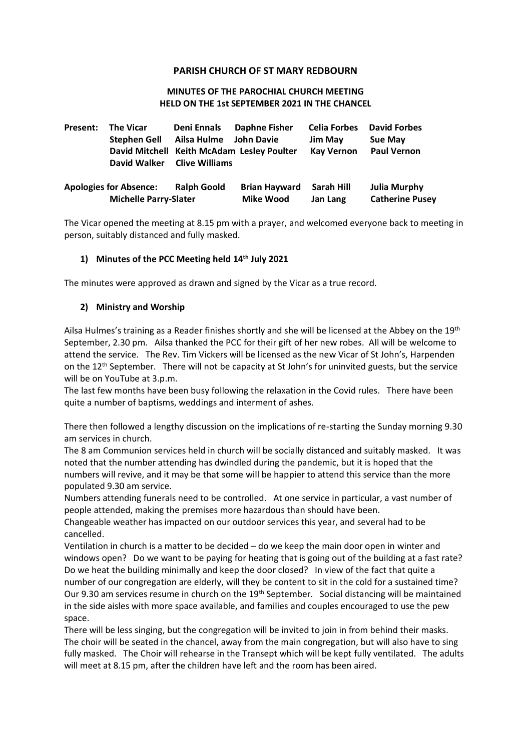# PARISH CHURCH OF ST MARY REDBOURN

## MINUTES OF THE PAROCHIAL CHURCH MEETING HELD ON THE 1st SEPTEMBER 2021 IN THE CHANCEL

| **Present:** | **The Vicar** | **Deni Ennals** | **Daphne Fisher** | **Celia Forbes** | **David Forbes** |
|---|---|---|---|---|---|
| | **Stephen Gell** | **Ailsa Hulme** | **John Davie** | **Jim May** | **Sue May** |
| | **David Mitchell** | **Keith McAdam** | **Lesley Poulter** | **Kay Vernon** | **Paul Vernon** |
| | **David Walker** | **Clive Williams** | | | |

| **Apologies for Absence:** | **Ralph Goold** | **Brian Hayward** | **Sarah Hill** | **Julia Murphy** |
|---|---|---|---|---|
| **Michelle Parry-Slater** | | **Mike Wood** | **Jan Lang** | **Catherine Pusey** |

The Vicar opened the meeting at 8.15 pm with a prayer, and welcomed everyone back to meeting in person, suitably distanced and fully masked.

### 1) Minutes of the PCC Meeting held 14th July 2021

The minutes were approved as drawn and signed by the Vicar as a true record.

### 2) Ministry and Worship

Ailsa Hulmes's training as a Reader finishes shortly and she will be licensed at the Abbey on the 19th September, 2.30 pm. Ailsa thanked the PCC for their gift of her new robes. All will be welcome to attend the service. The Rev. Tim Vickers will be licensed as the new Vicar of St John's, Harpenden on the 12th September. There will not be capacity at St John's for uninvited guests, but the service will be on YouTube at 3.p.m.

The last few months have been busy following the relaxation in the Covid rules. There have been quite a number of baptisms, weddings and interment of ashes.

There then followed a lengthy discussion on the implications of re-starting the Sunday morning 9.30 am services in church.

The 8 am Communion services held in church will be socially distanced and suitably masked. It was noted that the number attending has dwindled during the pandemic, but it is hoped that the numbers will revive, and it may be that some will be happier to attend this service than the more populated 9.30 am service.

Numbers attending funerals need to be controlled. At one service in particular, a vast number of people attended, making the premises more hazardous than should have been.

Changeable weather has impacted on our outdoor services this year, and several had to be cancelled.

Ventilation in church is a matter to be decided – do we keep the main door open in winter and windows open? Do we want to be paying for heating that is going out of the building at a fast rate? Do we heat the building minimally and keep the door closed? In view of the fact that quite a number of our congregation are elderly, will they be content to sit in the cold for a sustained time?

Our 9.30 am services resume in church on the 19th September. Social distancing will be maintained in the side aisles with more space available, and families and couples encouraged to use the pew space.

There will be less singing, but the congregation will be invited to join in from behind their masks. The choir will be seated in the chancel, away from the main congregation, but will also have to sing fully masked. The Choir will rehearse in the Transept which will be kept fully ventilated. The adults will meet at 8.15 pm, after the children have left and the room has been aired.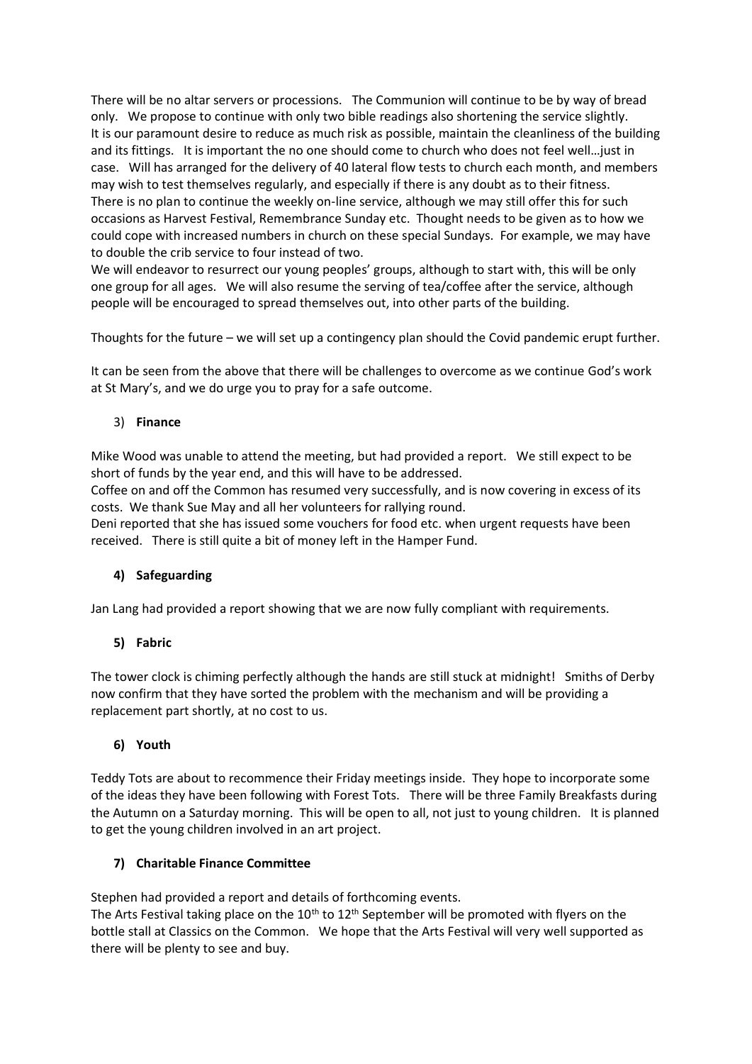There will be no altar servers or processions. The Communion will continue to be by way of bread only. We propose to continue with only two bible readings also shortening the service slightly. It is our paramount desire to reduce as much risk as possible, maintain the cleanliness of the building and its fittings. It is important the no one should come to church who does not feel well…just in case. Will has arranged for the delivery of 40 lateral flow tests to church each month, and members may wish to test themselves regularly, and especially if there is any doubt as to their fitness. There is no plan to continue the weekly on-line service, although we may still offer this for such occasions as Harvest Festival, Remembrance Sunday etc. Thought needs to be given as to how we could cope with increased numbers in church on these special Sundays. For example, we may have to double the crib service to four instead of two.
We will endeavor to resurrect our young peoples' groups, although to start with, this will be only one group for all ages. We will also resume the serving of tea/coffee after the service, although people will be encouraged to spread themselves out, into other parts of the building.

Thoughts for the future – we will set up a contingency plan should the Covid pandemic erupt further.

It can be seen from the above that there will be challenges to overcome as we continue God's work at St Mary's, and we do urge you to pray for a safe outcome.

3) **Finance**

Mike Wood was unable to attend the meeting, but had provided a report. We still expect to be short of funds by the year end, and this will have to be addressed.
Coffee on and off the Common has resumed very successfully, and is now covering in excess of its costs. We thank Sue May and all her volunteers for rallying round.
Deni reported that she has issued some vouchers for food etc. when urgent requests have been received. There is still quite a bit of money left in the Hamper Fund.

**4) Safeguarding**

Jan Lang had provided a report showing that we are now fully compliant with requirements.

**5) Fabric**

The tower clock is chiming perfectly although the hands are still stuck at midnight! Smiths of Derby now confirm that they have sorted the problem with the mechanism and will be providing a replacement part shortly, at no cost to us.

**6) Youth**

Teddy Tots are about to recommence their Friday meetings inside. They hope to incorporate some of the ideas they have been following with Forest Tots. There will be three Family Breakfasts during the Autumn on a Saturday morning. This will be open to all, not just to young children. It is planned to get the young children involved in an art project.

**7) Charitable Finance Committee**

Stephen had provided a report and details of forthcoming events.
The Arts Festival taking place on the 10th to 12th September will be promoted with flyers on the bottle stall at Classics on the Common. We hope that the Arts Festival will very well supported as there will be plenty to see and buy.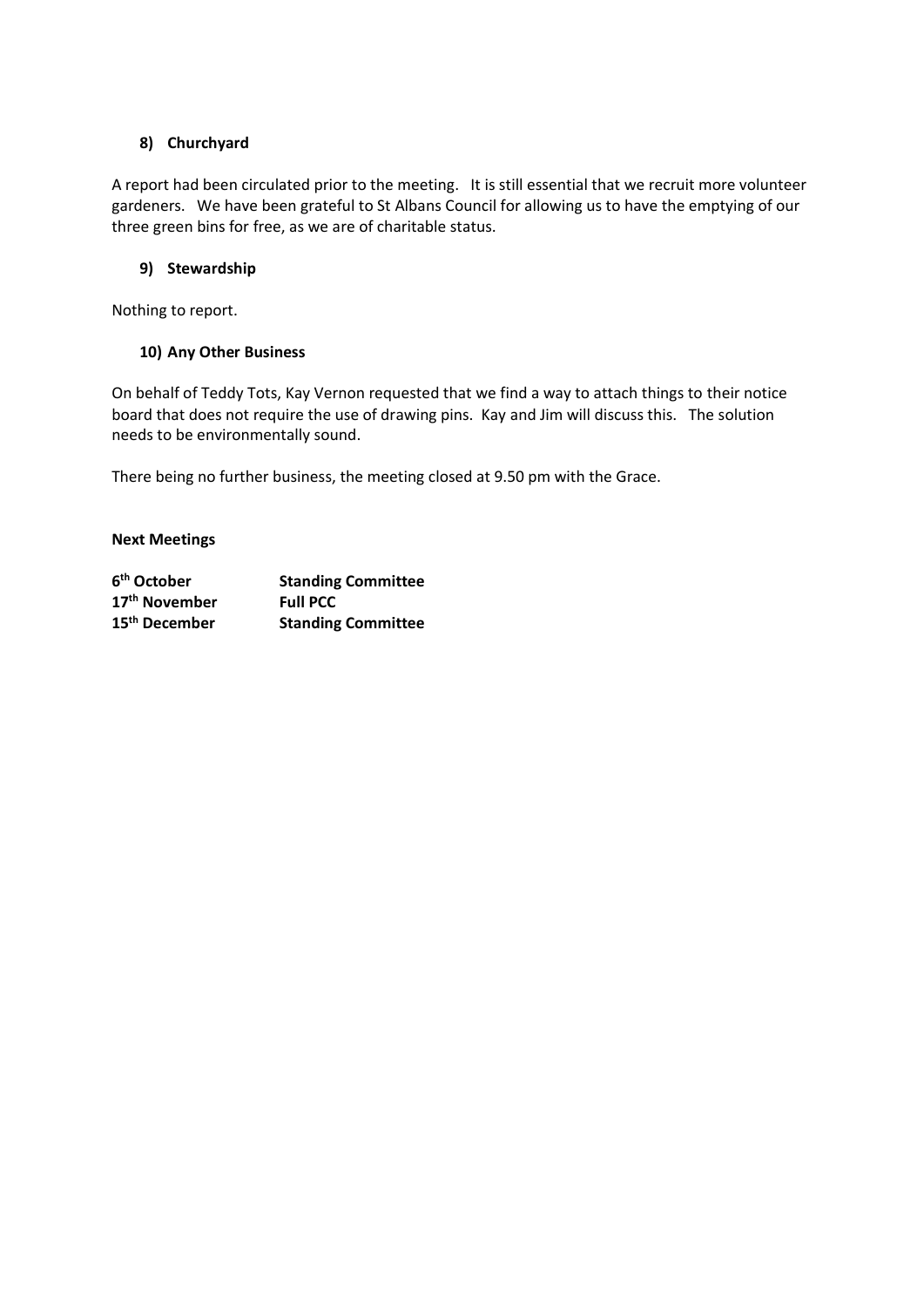### 8) Churchyard

A report had been circulated prior to the meeting. It is still essential that we recruit more volunteer gardeners. We have been grateful to St Albans Council for allowing us to have the emptying of our three green bins for free, as we are of charitable status.

### 9) Stewardship

Nothing to report.

### 10) Any Other Business

On behalf of Teddy Tots, Kay Vernon requested that we find a way to attach things to their notice board that does not require the use of drawing pins. Kay and Jim will discuss this. The solution needs to be environmentally sound.

There being no further business, the meeting closed at 9.50 pm with the Grace.

**Next Meetings**

| | |
|---|---|
| **6th October** | **Standing Committee** |
| **17th November** | **Full PCC** |
| **15th December** | **Standing Committee** |